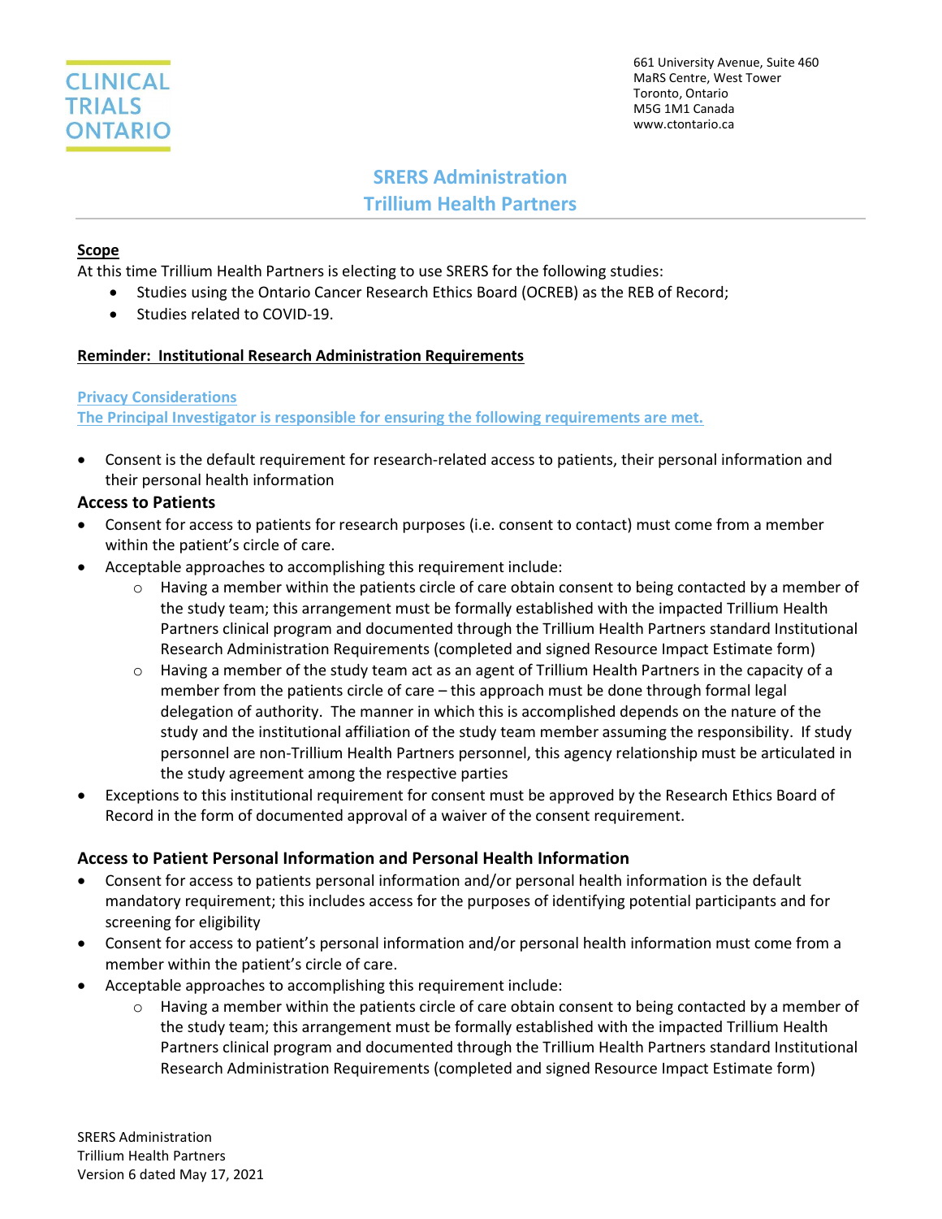CLINICAL TRIALS ONTARIO

661 University Avenue, Suite 460
MaRS Centre, West Tower
Toronto, Ontario
M5G 1M1 Canada
www.ctontario.ca

# SRERS Administration
# Trillium Health Partners

**Scope**

At this time Trillium Health Partners is electing to use SRERS for the following studies:

- Studies using the Ontario Cancer Research Ethics Board (OCREB) as the REB of Record;
- Studies related to COVID-19.

**Reminder: Institutional Research Administration Requirements**

**Privacy Considerations**
**The Principal Investigator is responsible for ensuring the following requirements are met.**

- Consent is the default requirement for research-related access to patients, their personal information and their personal health information

### Access to Patients

- Consent for access to patients for research purposes (i.e. consent to contact) must come from a member within the patient's circle of care.
- Acceptable approaches to accomplishing this requirement include:
  - Having a member within the patients circle of care obtain consent to being contacted by a member of the study team; this arrangement must be formally established with the impacted Trillium Health Partners clinical program and documented through the Trillium Health Partners standard Institutional Research Administration Requirements (completed and signed Resource Impact Estimate form)
  - Having a member of the study team act as an agent of Trillium Health Partners in the capacity of a member from the patients circle of care – this approach must be done through formal legal delegation of authority. The manner in which this is accomplished depends on the nature of the study and the institutional affiliation of the study team member assuming the responsibility. If study personnel are non-Trillium Health Partners personnel, this agency relationship must be articulated in the study agreement among the respective parties
- Exceptions to this institutional requirement for consent must be approved by the Research Ethics Board of Record in the form of documented approval of a waiver of the consent requirement.

### Access to Patient Personal Information and Personal Health Information

- Consent for access to patients personal information and/or personal health information is the default mandatory requirement; this includes access for the purposes of identifying potential participants and for screening for eligibility
- Consent for access to patient's personal information and/or personal health information must come from a member within the patient's circle of care.
- Acceptable approaches to accomplishing this requirement include:
  - Having a member within the patients circle of care obtain consent to being contacted by a member of the study team; this arrangement must be formally established with the impacted Trillium Health Partners clinical program and documented through the Trillium Health Partners standard Institutional Research Administration Requirements (completed and signed Resource Impact Estimate form)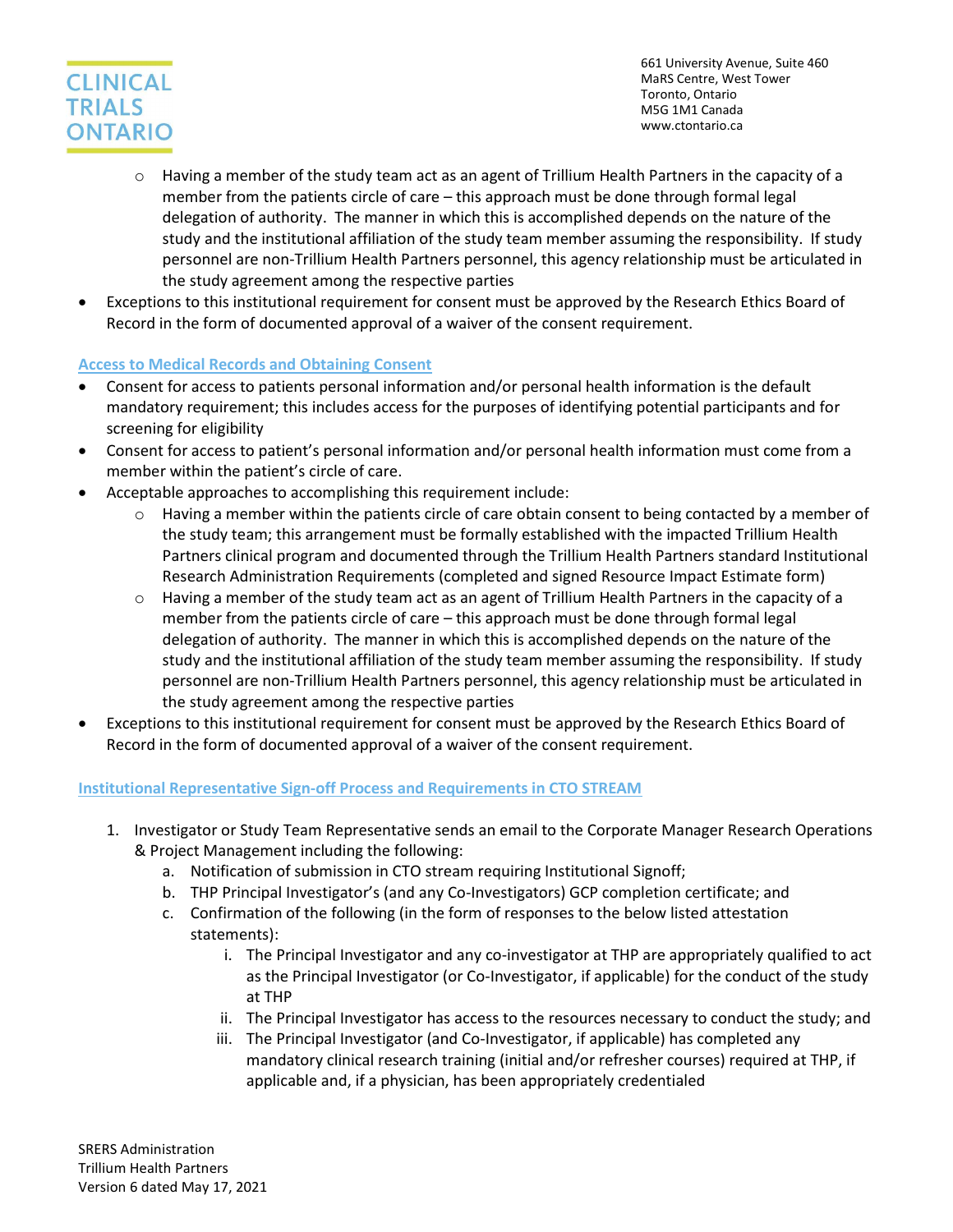- Having a member of the study team act as an agent of Trillium Health Partners in the capacity of a member from the patients circle of care – this approach must be done through formal legal delegation of authority. The manner in which this is accomplished depends on the nature of the study and the institutional affiliation of the study team member assuming the responsibility. If study personnel are non-Trillium Health Partners personnel, this agency relationship must be articulated in the study agreement among the respective parties
- Exceptions to this institutional requirement for consent must be approved by the Research Ethics Board of Record in the form of documented approval of a waiver of the consent requirement.

## Access to Medical Records and Obtaining Consent

- Consent for access to patients personal information and/or personal health information is the default mandatory requirement; this includes access for the purposes of identifying potential participants and for screening for eligibility
- Consent for access to patient's personal information and/or personal health information must come from a member within the patient's circle of care.
- Acceptable approaches to accomplishing this requirement include:
  - Having a member within the patients circle of care obtain consent to being contacted by a member of the study team; this arrangement must be formally established with the impacted Trillium Health Partners clinical program and documented through the Trillium Health Partners standard Institutional Research Administration Requirements (completed and signed Resource Impact Estimate form)
  - Having a member of the study team act as an agent of Trillium Health Partners in the capacity of a member from the patients circle of care – this approach must be done through formal legal delegation of authority. The manner in which this is accomplished depends on the nature of the study and the institutional affiliation of the study team member assuming the responsibility. If study personnel are non-Trillium Health Partners personnel, this agency relationship must be articulated in the study agreement among the respective parties
- Exceptions to this institutional requirement for consent must be approved by the Research Ethics Board of Record in the form of documented approval of a waiver of the consent requirement.

## Institutional Representative Sign-off Process and Requirements in CTO STREAM

1. Investigator or Study Team Representative sends an email to the Corporate Manager Research Operations & Project Management including the following:
   a. Notification of submission in CTO stream requiring Institutional Signoff;
   b. THP Principal Investigator's (and any Co-Investigators) GCP completion certificate; and
   c. Confirmation of the following (in the form of responses to the below listed attestation statements):
      i. The Principal Investigator and any co-investigator at THP are appropriately qualified to act as the Principal Investigator (or Co-Investigator, if applicable) for the conduct of the study at THP
      ii. The Principal Investigator has access to the resources necessary to conduct the study; and
      iii. The Principal Investigator (and Co-Investigator, if applicable) has completed any mandatory clinical research training (initial and/or refresher courses) required at THP, if applicable and, if a physician, has been appropriately credentialed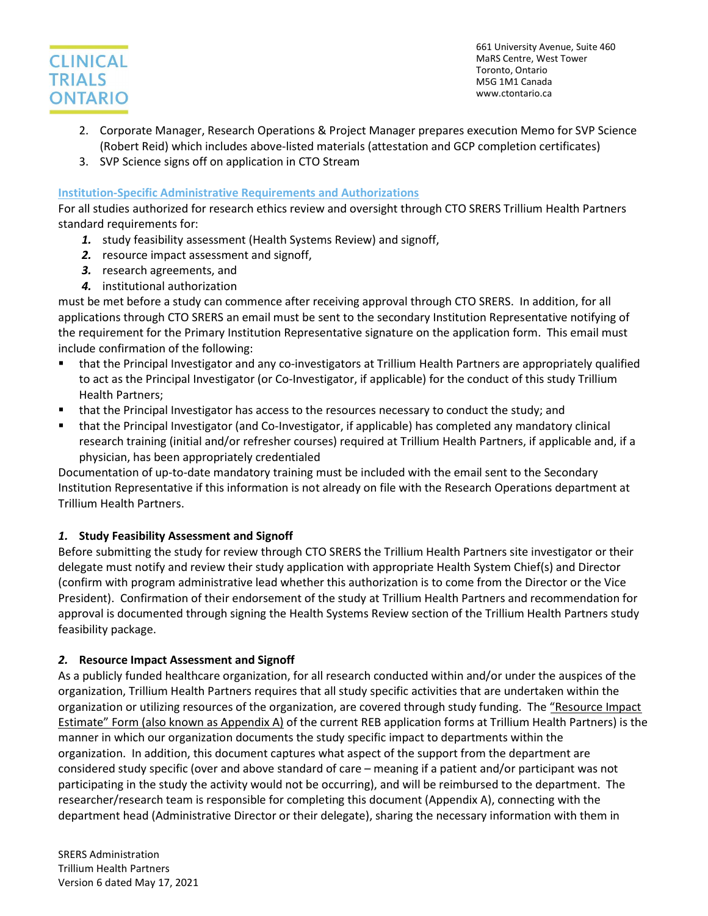2. Corporate Manager, Research Operations & Project Manager prepares execution Memo for SVP Science (Robert Reid) which includes above-listed materials (attestation and GCP completion certificates)
3. SVP Science signs off on application in CTO Stream

## Institution-Specific Administrative Requirements and Authorizations

For all studies authorized for research ethics review and oversight through CTO SRERS Trillium Health Partners standard requirements for:

1. study feasibility assessment (Health Systems Review) and signoff,
2. resource impact assessment and signoff,
3. research agreements, and
4. institutional authorization

must be met before a study can commence after receiving approval through CTO SRERS. In addition, for all applications through CTO SRERS an email must be sent to the secondary Institution Representative notifying of the requirement for the Primary Institution Representative signature on the application form. This email must include confirmation of the following:

- that the Principal Investigator and any co-investigators at Trillium Health Partners are appropriately qualified to act as the Principal Investigator (or Co-Investigator, if applicable) for the conduct of this study Trillium Health Partners;
- that the Principal Investigator has access to the resources necessary to conduct the study; and
- that the Principal Investigator (and Co-Investigator, if applicable) has completed any mandatory clinical research training (initial and/or refresher courses) required at Trillium Health Partners, if applicable and, if a physician, has been appropriately credentialed

Documentation of up-to-date mandatory training must be included with the email sent to the Secondary Institution Representative if this information is not already on file with the Research Operations department at Trillium Health Partners.

### 1. Study Feasibility Assessment and Signoff

Before submitting the study for review through CTO SRERS the Trillium Health Partners site investigator or their delegate must notify and review their study application with appropriate Health System Chief(s) and Director (confirm with program administrative lead whether this authorization is to come from the Director or the Vice President). Confirmation of their endorsement of the study at Trillium Health Partners and recommendation for approval is documented through signing the Health Systems Review section of the Trillium Health Partners study feasibility package.

### 2. Resource Impact Assessment and Signoff

As a publicly funded healthcare organization, for all research conducted within and/or under the auspices of the organization, Trillium Health Partners requires that all study specific activities that are undertaken within the organization or utilizing resources of the organization, are covered through study funding. The "Resource Impact Estimate" Form (also known as Appendix A) of the current REB application forms at Trillium Health Partners) is the manner in which our organization documents the study specific impact to departments within the organization. In addition, this document captures what aspect of the support from the department are considered study specific (over and above standard of care – meaning if a patient and/or participant was not participating in the study the activity would not be occurring), and will be reimbursed to the department. The researcher/research team is responsible for completing this document (Appendix A), connecting with the department head (Administrative Director or their delegate), sharing the necessary information with them in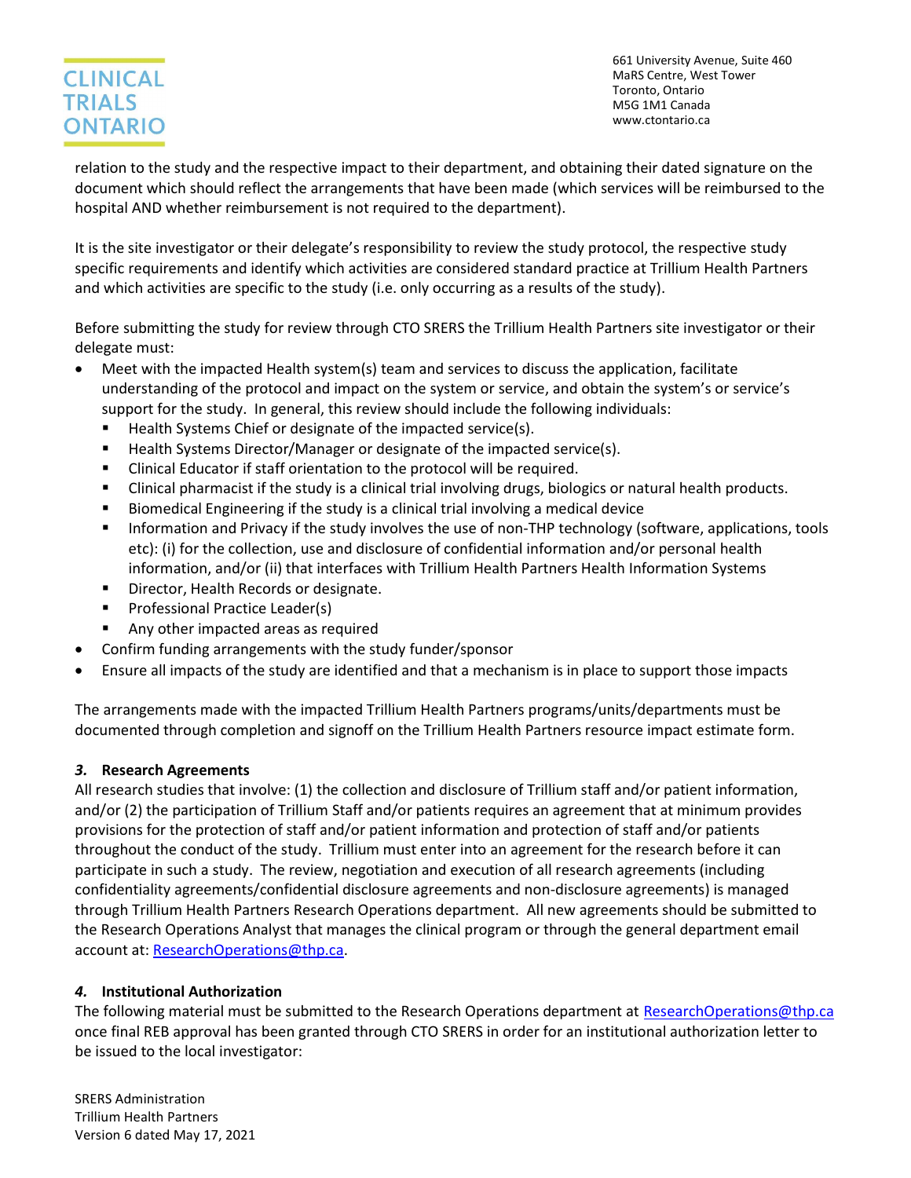relation to the study and the respective impact to their department, and obtaining their dated signature on the document which should reflect the arrangements that have been made (which services will be reimbursed to the hospital AND whether reimbursement is not required to the department).

It is the site investigator or their delegate's responsibility to review the study protocol, the respective study specific requirements and identify which activities are considered standard practice at Trillium Health Partners and which activities are specific to the study (i.e. only occurring as a results of the study).

Before submitting the study for review through CTO SRERS the Trillium Health Partners site investigator or their delegate must:

- Meet with the impacted Health system(s) team and services to discuss the application, facilitate understanding of the protocol and impact on the system or service, and obtain the system's or service's support for the study. In general, this review should include the following individuals:
  - Health Systems Chief or designate of the impacted service(s).
  - Health Systems Director/Manager or designate of the impacted service(s).
  - Clinical Educator if staff orientation to the protocol will be required.
  - Clinical pharmacist if the study is a clinical trial involving drugs, biologics or natural health products.
  - Biomedical Engineering if the study is a clinical trial involving a medical device
  - Information and Privacy if the study involves the use of non-THP technology (software, applications, tools etc): (i) for the collection, use and disclosure of confidential information and/or personal health information, and/or (ii) that interfaces with Trillium Health Partners Health Information Systems
  - Director, Health Records or designate.
  - Professional Practice Leader(s)
  - Any other impacted areas as required
- Confirm funding arrangements with the study funder/sponsor
- Ensure all impacts of the study are identified and that a mechanism is in place to support those impacts

The arrangements made with the impacted Trillium Health Partners programs/units/departments must be documented through completion and signoff on the Trillium Health Partners resource impact estimate form.

### *3.* Research Agreements

All research studies that involve: (1) the collection and disclosure of Trillium staff and/or patient information, and/or (2) the participation of Trillium Staff and/or patients requires an agreement that at minimum provides provisions for the protection of staff and/or patient information and protection of staff and/or patients throughout the conduct of the study. Trillium must enter into an agreement for the research before it can participate in such a study. The review, negotiation and execution of all research agreements (including confidentiality agreements/confidential disclosure agreements and non-disclosure agreements) is managed through Trillium Health Partners Research Operations department. All new agreements should be submitted to the Research Operations Analyst that manages the clinical program or through the general department email account at: ResearchOperations@thp.ca.

### *4.* Institutional Authorization

The following material must be submitted to the Research Operations department at ResearchOperations@thp.ca once final REB approval has been granted through CTO SRERS in order for an institutional authorization letter to be issued to the local investigator: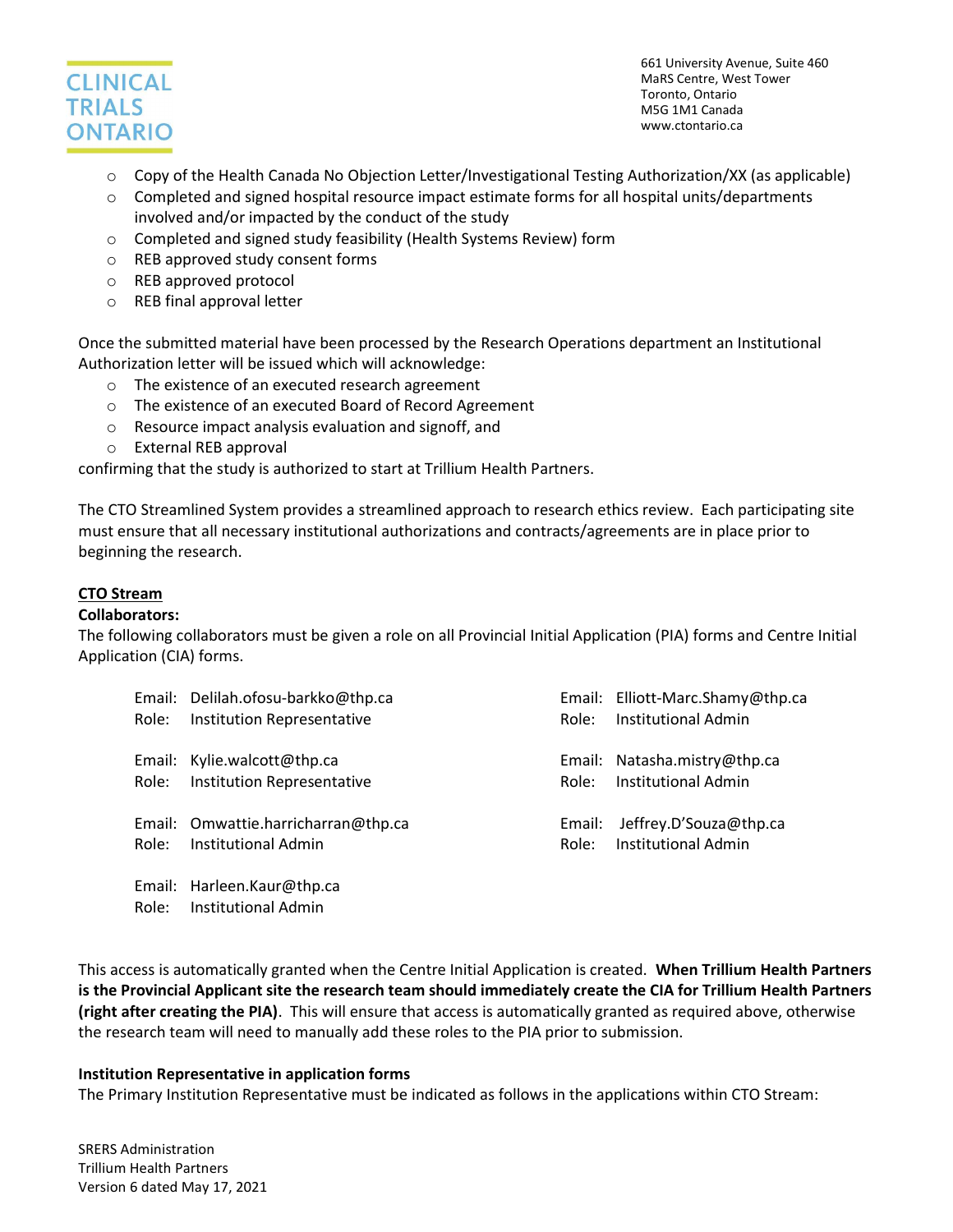- Copy of the Health Canada No Objection Letter/Investigational Testing Authorization/XX (as applicable)
- Completed and signed hospital resource impact estimate forms for all hospital units/departments involved and/or impacted by the conduct of the study
- Completed and signed study feasibility (Health Systems Review) form
- REB approved study consent forms
- REB approved protocol
- REB final approval letter

Once the submitted material have been processed by the Research Operations department an Institutional Authorization letter will be issued which will acknowledge:

- The existence of an executed research agreement
- The existence of an executed Board of Record Agreement
- Resource impact analysis evaluation and signoff, and
- External REB approval

confirming that the study is authorized to start at Trillium Health Partners.

The CTO Streamlined System provides a streamlined approach to research ethics review. Each participating site must ensure that all necessary institutional authorizations and contracts/agreements are in place prior to beginning the research.

## <u>CTO Stream</u>

### Collaborators:

The following collaborators must be given a role on all Provincial Initial Application (PIA) forms and Centre Initial Application (CIA) forms.

Email: Delilah.ofosu-barkko@thp.ca
Role: Institution Representative

Email: Kylie.walcott@thp.ca
Role: Institution Representative

Email: Omwattie.harricharran@thp.ca
Role: Institutional Admin

Email: Harleen.Kaur@thp.ca
Role: Institutional Admin

Email: Elliott-Marc.Shamy@thp.ca
Role: Institutional Admin

Email: Natasha.mistry@thp.ca
Role: Institutional Admin

Email: Jeffrey.D'Souza@thp.ca
Role: Institutional Admin

This access is automatically granted when the Centre Initial Application is created. **When Trillium Health Partners is the Provincial Applicant site the research team should immediately create the CIA for Trillium Health Partners (right after creating the PIA)**. This will ensure that access is automatically granted as required above, otherwise the research team will need to manually add these roles to the PIA prior to submission.

### Institution Representative in application forms

The Primary Institution Representative must be indicated as follows in the applications within CTO Stream: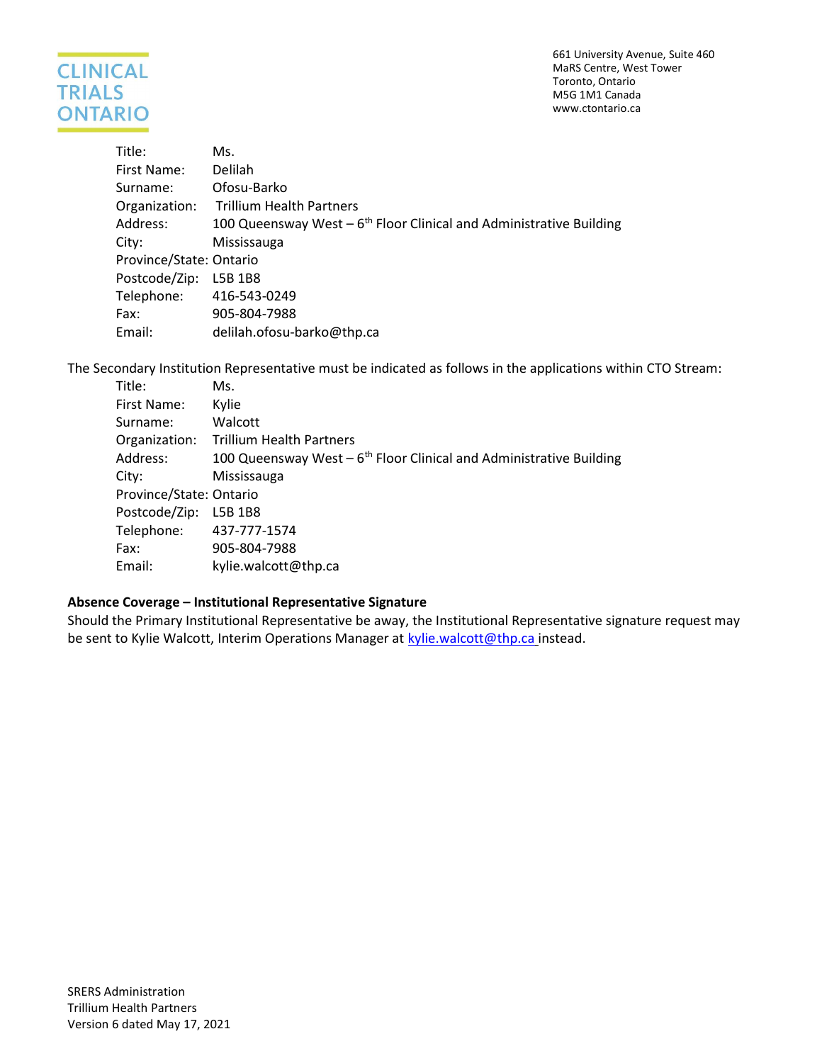CLINICAL TRIALS ONTARIO

661 University Avenue, Suite 460
MaRS Centre, West Tower
Toronto, Ontario
M5G 1M1 Canada
www.ctontario.ca

| | |
|---|---|
| Title: | Ms. |
| First Name: | Delilah |
| Surname: | Ofosu-Barko |
| Organization: | Trillium Health Partners |
| Address: | 100 Queensway West – 6th Floor Clinical and Administrative Building |
| City: | Mississauga |
| Province/State: | Ontario |
| Postcode/Zip: | L5B 1B8 |
| Telephone: | 416-543-0249 |
| Fax: | 905-804-7988 |
| Email: | delilah.ofosu-barko@thp.ca |

The Secondary Institution Representative must be indicated as follows in the applications within CTO Stream:

| | |
|---|---|
| Title: | Ms. |
| First Name: | Kylie |
| Surname: | Walcott |
| Organization: | Trillium Health Partners |
| Address: | 100 Queensway West – 6th Floor Clinical and Administrative Building |
| City: | Mississauga |
| Province/State: | Ontario |
| Postcode/Zip: | L5B 1B8 |
| Telephone: | 437-777-1574 |
| Fax: | 905-804-7988 |
| Email: | kylie.walcott@thp.ca |

**Absence Coverage – Institutional Representative Signature**

Should the Primary Institutional Representative be away, the Institutional Representative signature request may be sent to Kylie Walcott, Interim Operations Manager at kylie.walcott@thp.ca instead.

SRERS Administration
Trillium Health Partners
Version 6 dated May 17, 2021